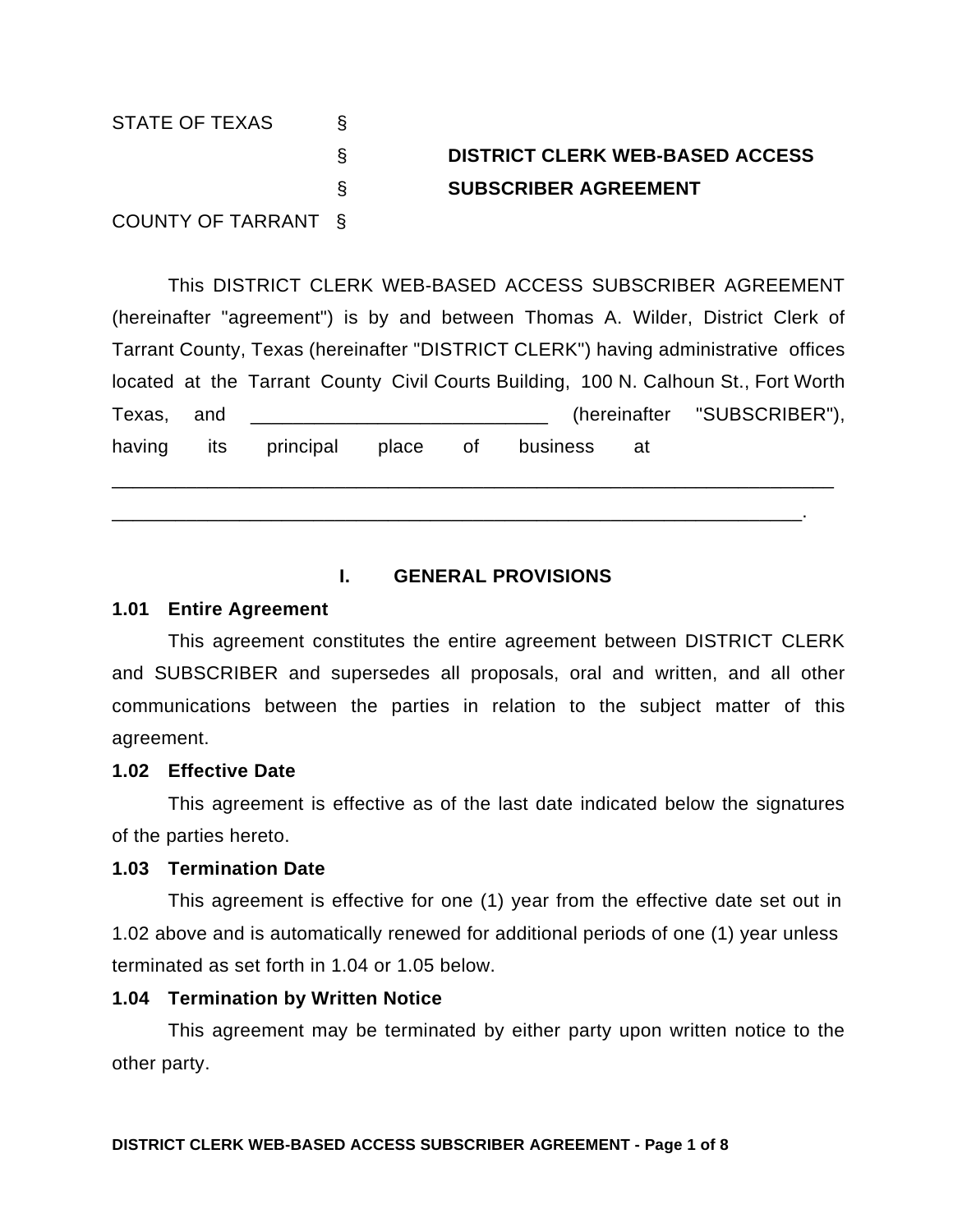STATE OF TEXAS §
§ **DISTRICT CLERK WEB-BASED ACCESS**
§ **SUBSCRIBER AGREEMENT**
COUNTY OF TARRANT §

This DISTRICT CLERK WEB-BASED ACCESS SUBSCRIBER AGREEMENT (hereinafter "agreement") is by and between Thomas A. Wilder, District Clerk of Tarrant County, Texas (hereinafter "DISTRICT CLERK") having administrative offices located at the Tarrant County Civil Courts Building, 100 N. Calhoun St., Fort Worth Texas, and ____________________________ (hereinafter "SUBSCRIBER"), having its principal place of business at ______________________________________________________________________

_________________________________________________________________.

## I. GENERAL PROVISIONS

### 1.01 Entire Agreement

This agreement constitutes the entire agreement between DISTRICT CLERK and SUBSCRIBER and supersedes all proposals, oral and written, and all other communications between the parties in relation to the subject matter of this agreement.

### 1.02 Effective Date

This agreement is effective as of the last date indicated below the signatures of the parties hereto.

### 1.03 Termination Date

This agreement is effective for one (1) year from the effective date set out in 1.02 above and is automatically renewed for additional periods of one (1) year unless terminated as set forth in 1.04 or 1.05 below.

### 1.04 Termination by Written Notice

This agreement may be terminated by either party upon written notice to the other party.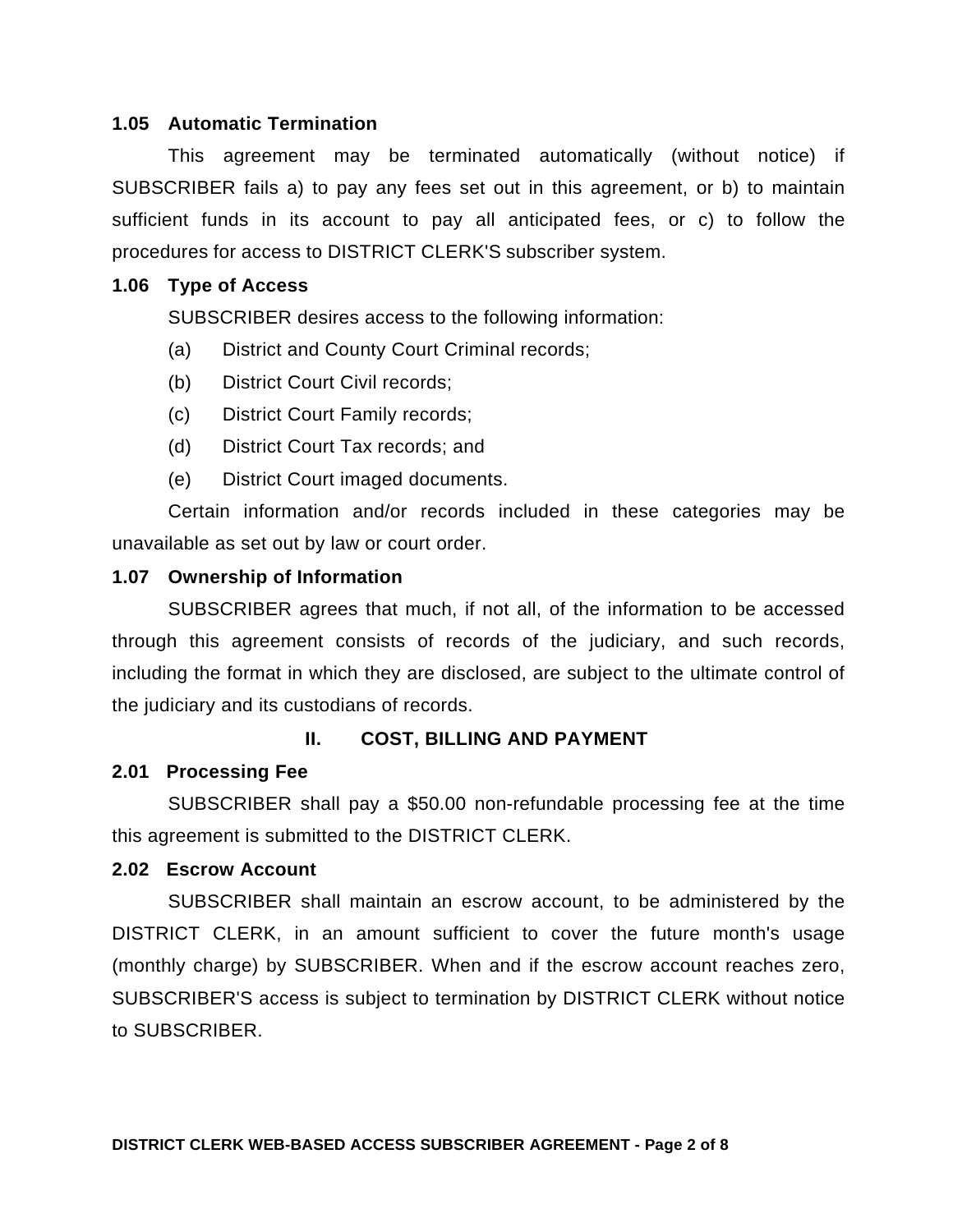**1.05 Automatic Termination**

This agreement may be terminated automatically (without notice) if SUBSCRIBER fails a) to pay any fees set out in this agreement, or b) to maintain sufficient funds in its account to pay all anticipated fees, or c) to follow the procedures for access to DISTRICT CLERK'S subscriber system.

**1.06 Type of Access**

SUBSCRIBER desires access to the following information:

(a) District and County Court Criminal records;

(b) District Court Civil records;

(c) District Court Family records;

(d) District Court Tax records; and

(e) District Court imaged documents.

Certain information and/or records included in these categories may be unavailable as set out by law or court order.

**1.07 Ownership of Information**

SUBSCRIBER agrees that much, if not all, of the information to be accessed through this agreement consists of records of the judiciary, and such records, including the format in which they are disclosed, are subject to the ultimate control of the judiciary and its custodians of records.

## II. COST, BILLING AND PAYMENT

**2.01 Processing Fee**

SUBSCRIBER shall pay a $50.00 non-refundable processing fee at the time this agreement is submitted to the DISTRICT CLERK.

**2.02 Escrow Account**

SUBSCRIBER shall maintain an escrow account, to be administered by the DISTRICT CLERK, in an amount sufficient to cover the future month's usage (monthly charge) by SUBSCRIBER. When and if the escrow account reaches zero, SUBSCRIBER'S access is subject to termination by DISTRICT CLERK without notice to SUBSCRIBER.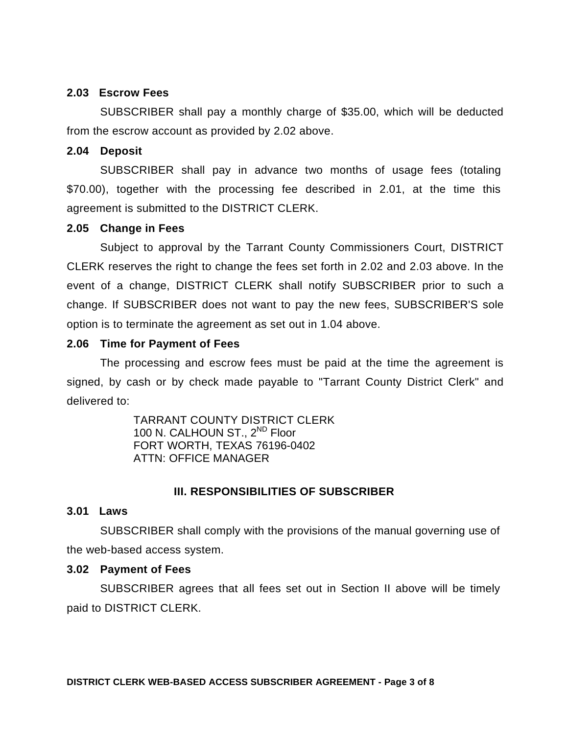**2.03 Escrow Fees**

SUBSCRIBER shall pay a monthly charge of $35.00, which will be deducted from the escrow account as provided by 2.02 above.

**2.04 Deposit**

SUBSCRIBER shall pay in advance two months of usage fees (totaling $70.00), together with the processing fee described in 2.01, at the time this agreement is submitted to the DISTRICT CLERK.

**2.05 Change in Fees**

Subject to approval by the Tarrant County Commissioners Court, DISTRICT CLERK reserves the right to change the fees set forth in 2.02 and 2.03 above. In the event of a change, DISTRICT CLERK shall notify SUBSCRIBER prior to such a change. If SUBSCRIBER does not want to pay the new fees, SUBSCRIBER'S sole option is to terminate the agreement as set out in 1.04 above.

**2.06 Time for Payment of Fees**

The processing and escrow fees must be paid at the time the agreement is signed, by cash or by check made payable to "Tarrant County District Clerk" and delivered to:

TARRANT COUNTY DISTRICT CLERK
100 N. CALHOUN ST., 2ND Floor
FORT WORTH, TEXAS 76196-0402
ATTN: OFFICE MANAGER

## III. RESPONSIBILITIES OF SUBSCRIBER

**3.01 Laws**

SUBSCRIBER shall comply with the provisions of the manual governing use of the web-based access system.

**3.02 Payment of Fees**

SUBSCRIBER agrees that all fees set out in Section II above will be timely paid to DISTRICT CLERK.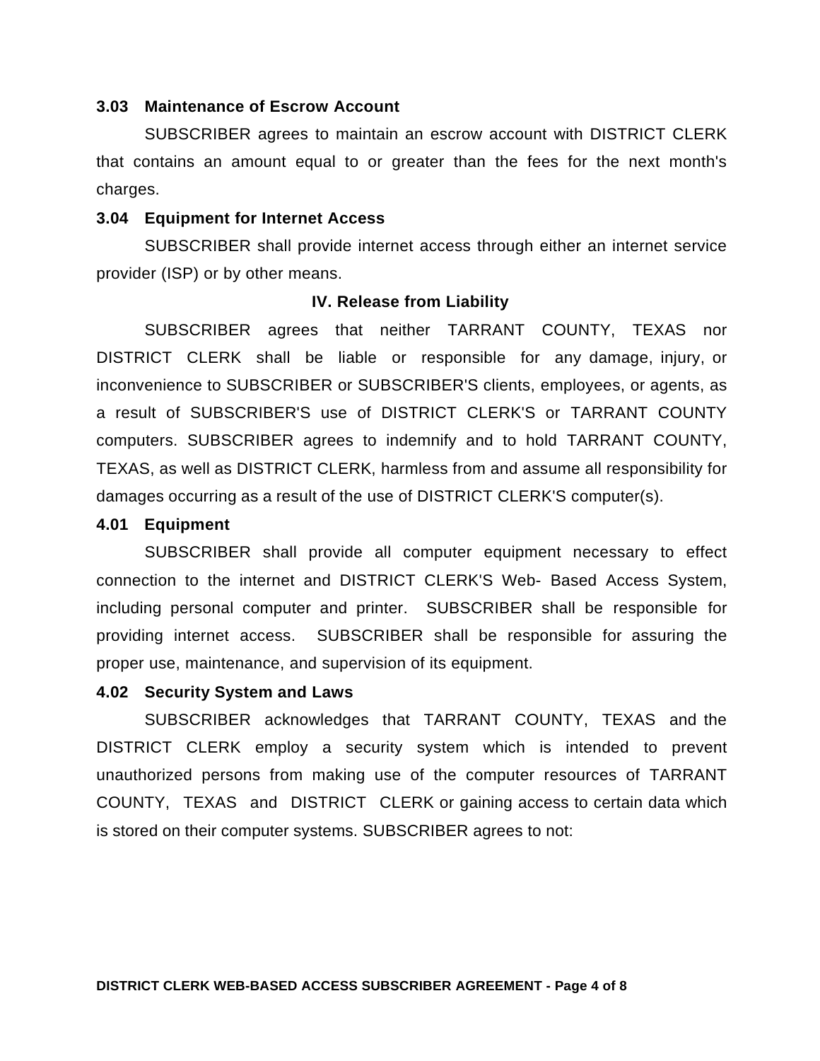**3.03 Maintenance of Escrow Account**

SUBSCRIBER agrees to maintain an escrow account with DISTRICT CLERK that contains an amount equal to or greater than the fees for the next month's charges.

**3.04 Equipment for Internet Access**

SUBSCRIBER shall provide internet access through either an internet service provider (ISP) or by other means.

## IV. Release from Liability

SUBSCRIBER agrees that neither TARRANT COUNTY, TEXAS nor DISTRICT CLERK shall be liable or responsible for any damage, injury, or inconvenience to SUBSCRIBER or SUBSCRIBER'S clients, employees, or agents, as a result of SUBSCRIBER'S use of DISTRICT CLERK'S or TARRANT COUNTY computers. SUBSCRIBER agrees to indemnify and to hold TARRANT COUNTY, TEXAS, as well as DISTRICT CLERK, harmless from and assume all responsibility for damages occurring as a result of the use of DISTRICT CLERK'S computer(s).

**4.01 Equipment**

SUBSCRIBER shall provide all computer equipment necessary to effect connection to the internet and DISTRICT CLERK'S Web- Based Access System, including personal computer and printer. SUBSCRIBER shall be responsible for providing internet access. SUBSCRIBER shall be responsible for assuring the proper use, maintenance, and supervision of its equipment.

**4.02 Security System and Laws**

SUBSCRIBER acknowledges that TARRANT COUNTY, TEXAS and the DISTRICT CLERK employ a security system which is intended to prevent unauthorized persons from making use of the computer resources of TARRANT COUNTY, TEXAS and DISTRICT CLERK or gaining access to certain data which is stored on their computer systems. SUBSCRIBER agrees to not: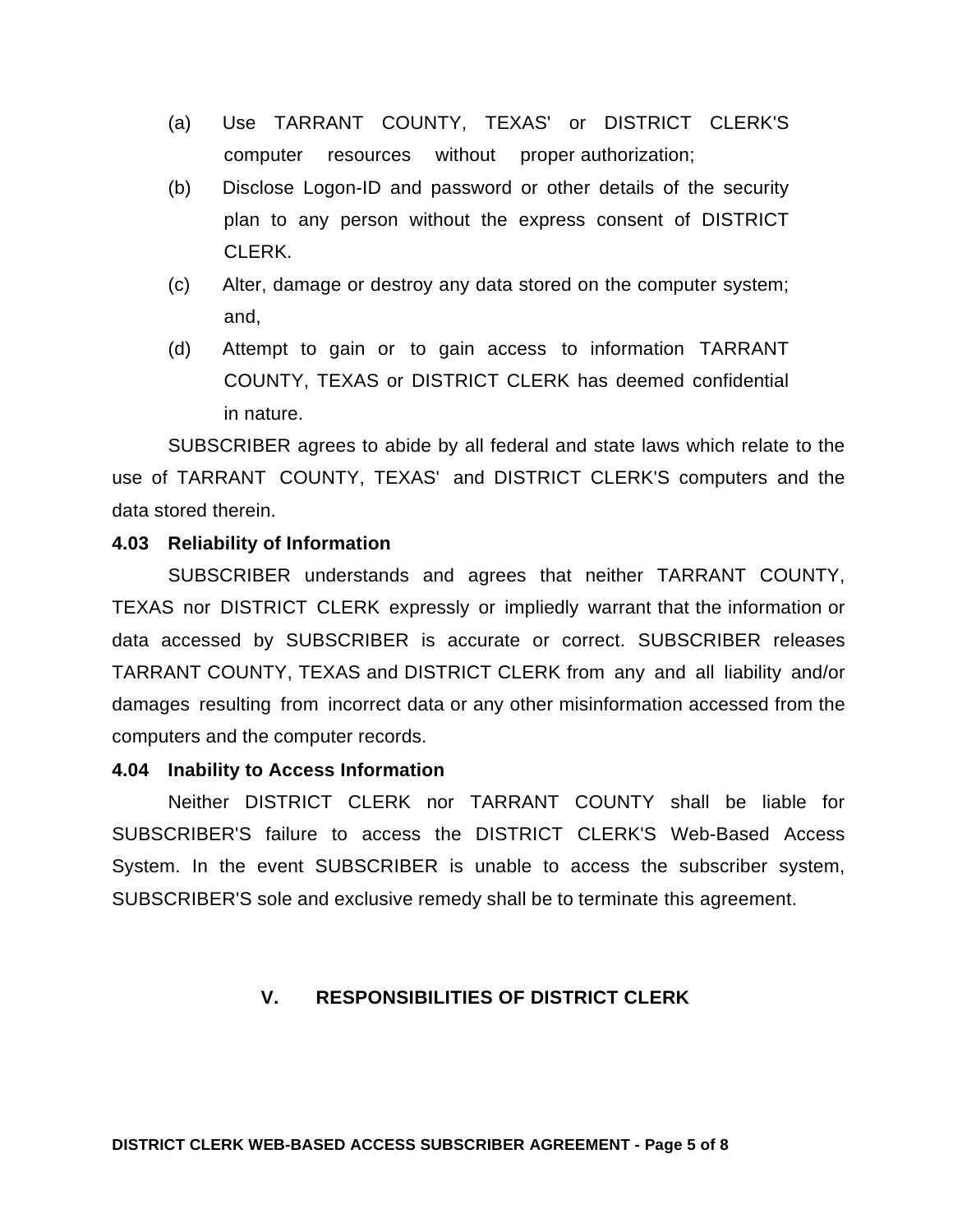(a) Use TARRANT COUNTY, TEXAS' or DISTRICT CLERK'S computer resources without proper authorization;

(b) Disclose Logon-ID and password or other details of the security plan to any person without the express consent of DISTRICT CLERK.

(c) Alter, damage or destroy any data stored on the computer system; and,

(d) Attempt to gain or to gain access to information TARRANT COUNTY, TEXAS or DISTRICT CLERK has deemed confidential in nature.

SUBSCRIBER agrees to abide by all federal and state laws which relate to the use of TARRANT COUNTY, TEXAS' and DISTRICT CLERK'S computers and the data stored therein.

**4.03 Reliability of Information**

SUBSCRIBER understands and agrees that neither TARRANT COUNTY, TEXAS nor DISTRICT CLERK expressly or impliedly warrant that the information or data accessed by SUBSCRIBER is accurate or correct. SUBSCRIBER releases TARRANT COUNTY, TEXAS and DISTRICT CLERK from any and all liability and/or damages resulting from incorrect data or any other misinformation accessed from the computers and the computer records.

**4.04 Inability to Access Information**

Neither DISTRICT CLERK nor TARRANT COUNTY shall be liable for SUBSCRIBER'S failure to access the DISTRICT CLERK'S Web-Based Access System. In the event SUBSCRIBER is unable to access the subscriber system, SUBSCRIBER'S sole and exclusive remedy shall be to terminate this agreement.

## V. RESPONSIBILITIES OF DISTRICT CLERK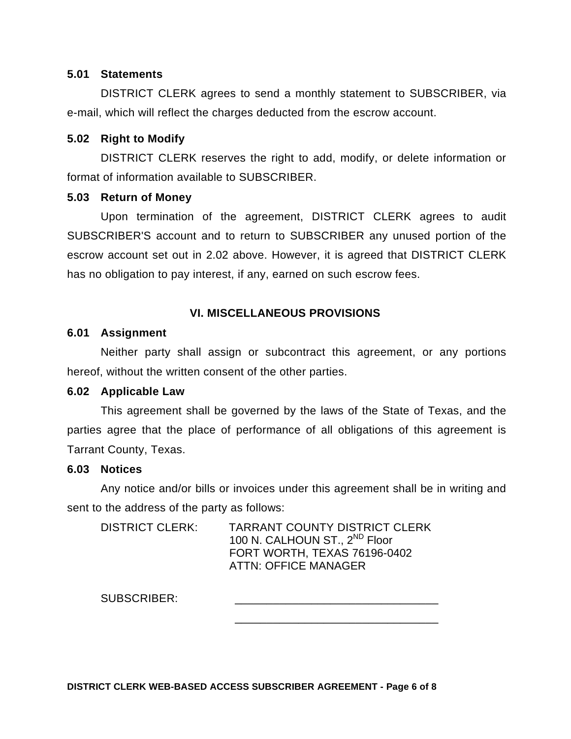**5.01 Statements**

DISTRICT CLERK agrees to send a monthly statement to SUBSCRIBER, via e-mail, which will reflect the charges deducted from the escrow account.

**5.02 Right to Modify**

DISTRICT CLERK reserves the right to add, modify, or delete information or format of information available to SUBSCRIBER.

**5.03 Return of Money**

Upon termination of the agreement, DISTRICT CLERK agrees to audit SUBSCRIBER'S account and to return to SUBSCRIBER any unused portion of the escrow account set out in 2.02 above. However, it is agreed that DISTRICT CLERK has no obligation to pay interest, if any, earned on such escrow fees.

## VI. MISCELLANEOUS PROVISIONS

**6.01 Assignment**

Neither party shall assign or subcontract this agreement, or any portions hereof, without the written consent of the other parties.

**6.02 Applicable Law**

This agreement shall be governed by the laws of the State of Texas, and the parties agree that the place of performance of all obligations of this agreement is Tarrant County, Texas.

**6.03 Notices**

Any notice and/or bills or invoices under this agreement shall be in writing and sent to the address of the party as follows:

DISTRICT CLERK: TARRANT COUNTY DISTRICT CLERK
100 N. CALHOUN ST., 2ND Floor
FORT WORTH, TEXAS 76196-0402
ATTN: OFFICE MANAGER

SUBSCRIBER: ________________________________

________________________________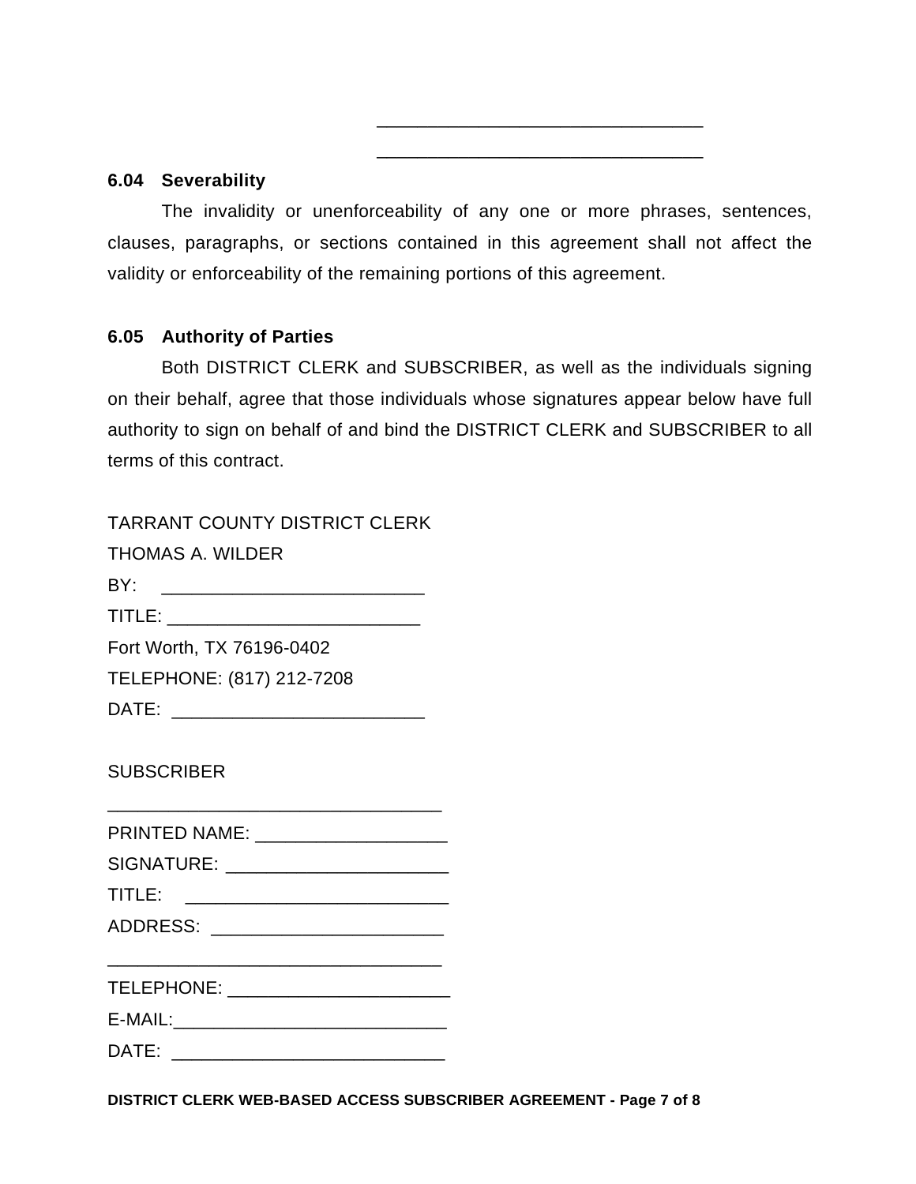\_\_\_\_\_\_\_\_\_\_\_\_\_\_\_\_\_\_\_\_\_\_\_\_\_\_\_\_\_\_\_\_

\_\_\_\_\_\_\_\_\_\_\_\_\_\_\_\_\_\_\_\_\_\_\_\_\_\_\_\_\_\_\_\_

**6.04 Severability**

The invalidity or unenforceability of any one or more phrases, sentences, clauses, paragraphs, or sections contained in this agreement shall not affect the validity or enforceability of the remaining portions of this agreement.

**6.05 Authority of Parties**

Both DISTRICT CLERK and SUBSCRIBER, as well as the individuals signing on their behalf, agree that those individuals whose signatures appear below have full authority to sign on behalf of and bind the DISTRICT CLERK and SUBSCRIBER to all terms of this contract.

TARRANT COUNTY DISTRICT CLERK
THOMAS A. WILDER
BY: \_\_\_\_\_\_\_\_\_\_\_\_\_\_\_\_\_\_\_\_\_\_\_\_\_\_
TITLE: \_\_\_\_\_\_\_\_\_\_\_\_\_\_\_\_\_\_\_\_\_\_\_\_\_\_
Fort Worth, TX 76196-0402
TELEPHONE: (817) 212-7208
DATE: \_\_\_\_\_\_\_\_\_\_\_\_\_\_\_\_\_\_\_\_\_\_\_\_\_\_

SUBSCRIBER

\_\_\_\_\_\_\_\_\_\_\_\_\_\_\_\_\_\_\_\_\_\_\_\_\_\_\_\_\_\_\_\_\_
PRINTED NAME: \_\_\_\_\_\_\_\_\_\_\_\_\_\_\_\_\_\_\_\_
SIGNATURE: \_\_\_\_\_\_\_\_\_\_\_\_\_\_\_\_\_\_\_\_\_\_\_
TITLE: \_\_\_\_\_\_\_\_\_\_\_\_\_\_\_\_\_\_\_\_\_\_\_\_\_\_
ADDRESS: \_\_\_\_\_\_\_\_\_\_\_\_\_\_\_\_\_\_\_\_\_\_\_\_

\_\_\_\_\_\_\_\_\_\_\_\_\_\_\_\_\_\_\_\_\_\_\_\_\_\_\_\_\_\_\_\_\_
TELEPHONE: \_\_\_\_\_\_\_\_\_\_\_\_\_\_\_\_\_\_\_\_\_\_\_
E-MAIL:\_\_\_\_\_\_\_\_\_\_\_\_\_\_\_\_\_\_\_\_\_\_\_\_\_\_\_\_
DATE: \_\_\_\_\_\_\_\_\_\_\_\_\_\_\_\_\_\_\_\_\_\_\_\_\_\_\_

**DISTRICT CLERK WEB-BASED ACCESS SUBSCRIBER AGREEMENT**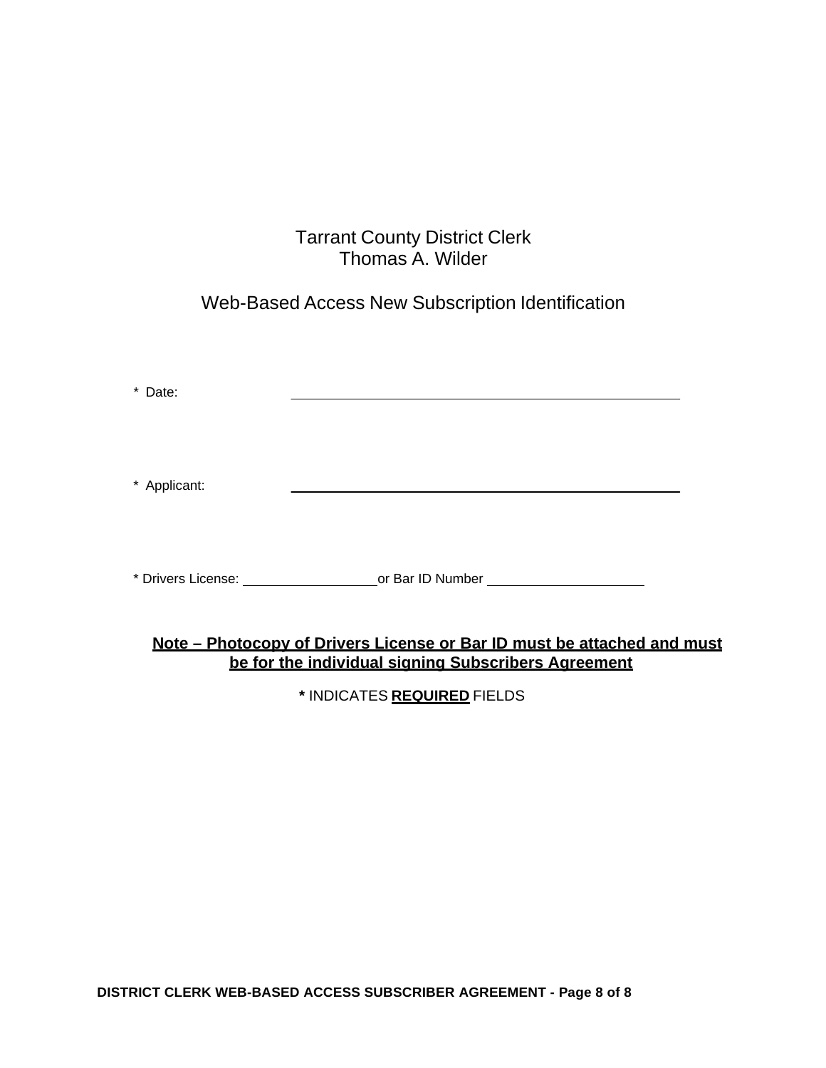# Tarrant County District Clerk
## Thomas A. Wilder

## Web-Based Access New Subscription Identification

* Date: ______________________________

* Applicant: ______________________________

* Drivers License: ____________ or Bar ID Number ____________

**<u>Note – Photocopy of Drivers License or Bar ID must be attached and must be for the individual signing Subscribers Agreement</u>**

**\*** INDICATES **<u>REQUIRED</u>** FIELDS